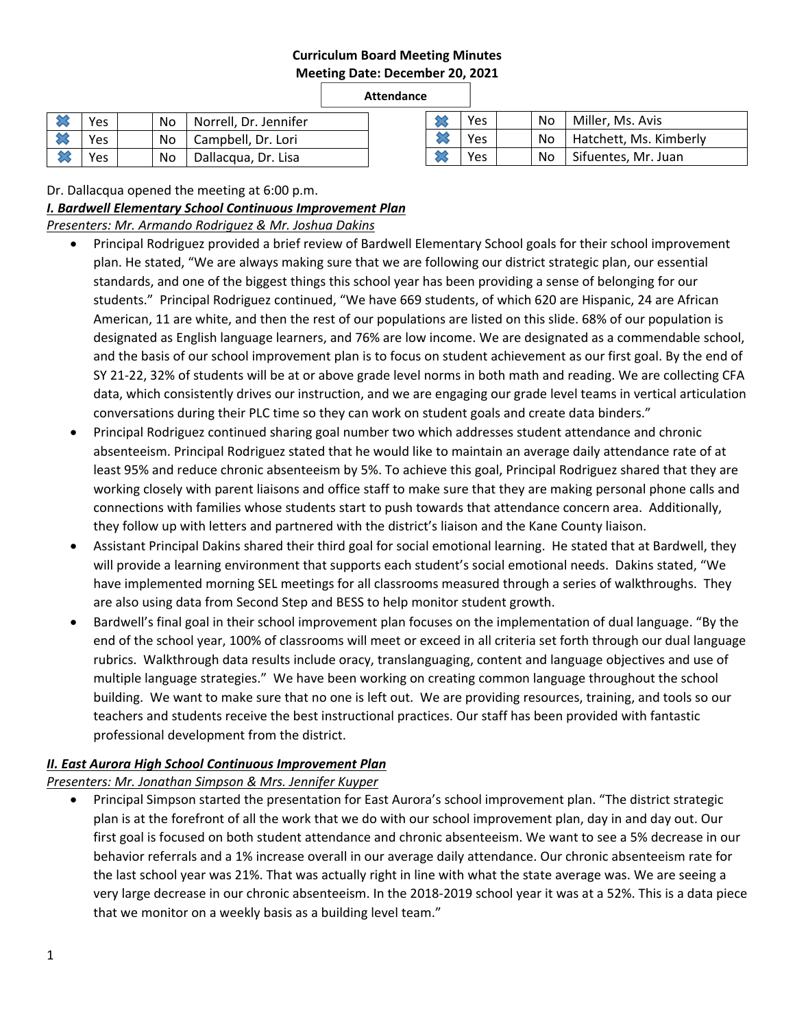**Curriculum Board Meeting Minutes**
**Meeting Date: December 20, 2021**

**Attendance**

| | | | | |
|---|---|---|---|---|
| ✖ | Yes | | No | Norrell, Dr. Jennifer |
| ✖ | Yes | | No | Campbell, Dr. Lori |
| ✖ | Yes | | No | Dallacqua, Dr. Lisa |

| | | | | |
|---|---|---|---|---|
| ✖ | Yes | | No | Miller, Ms. Avis |
| ✖ | Yes | | No | Hatchett, Ms. Kimberly |
| ✖ | Yes | | No | Sifuentes, Mr. Juan |

Dr. Dallacqua opened the meeting at 6:00 p.m.

***I. Bardwell Elementary School Continuous Improvement Plan***

*Presenters: Mr. Armando Rodriguez & Mr. Joshua Dakins*

- Principal Rodriguez provided a brief review of Bardwell Elementary School goals for their school improvement plan. He stated, "We are always making sure that we are following our district strategic plan, our essential standards, and one of the biggest things this school year has been providing a sense of belonging for our students." Principal Rodriguez continued, "We have 669 students, of which 620 are Hispanic, 24 are African American, 11 are white, and then the rest of our populations are listed on this slide. 68% of our population is designated as English language learners, and 76% are low income. We are designated as a commendable school, and the basis of our school improvement plan is to focus on student achievement as our first goal. By the end of SY 21-22, 32% of students will be at or above grade level norms in both math and reading. We are collecting CFA data, which consistently drives our instruction, and we are engaging our grade level teams in vertical articulation conversations during their PLC time so they can work on student goals and create data binders."
- Principal Rodriguez continued sharing goal number two which addresses student attendance and chronic absenteeism. Principal Rodriguez stated that he would like to maintain an average daily attendance rate of at least 95% and reduce chronic absenteeism by 5%. To achieve this goal, Principal Rodriguez shared that they are working closely with parent liaisons and office staff to make sure that they are making personal phone calls and connections with families whose students start to push towards that attendance concern area. Additionally, they follow up with letters and partnered with the district's liaison and the Kane County liaison.
- Assistant Principal Dakins shared their third goal for social emotional learning. He stated that at Bardwell, they will provide a learning environment that supports each student's social emotional needs. Dakins stated, "We have implemented morning SEL meetings for all classrooms measured through a series of walkthroughs. They are also using data from Second Step and BESS to help monitor student growth.
- Bardwell's final goal in their school improvement plan focuses on the implementation of dual language. "By the end of the school year, 100% of classrooms will meet or exceed in all criteria set forth through our dual language rubrics. Walkthrough data results include oracy, translanguaging, content and language objectives and use of multiple language strategies." We have been working on creating common language throughout the school building. We want to make sure that no one is left out. We are providing resources, training, and tools so our teachers and students receive the best instructional practices. Our staff has been provided with fantastic professional development from the district.

***II. East Aurora High School Continuous Improvement Plan***

*Presenters: Mr. Jonathan Simpson & Mrs. Jennifer Kuyper*

- Principal Simpson started the presentation for East Aurora's school improvement plan. "The district strategic plan is at the forefront of all the work that we do with our school improvement plan, day in and day out. Our first goal is focused on both student attendance and chronic absenteeism. We want to see a 5% decrease in our behavior referrals and a 1% increase overall in our average daily attendance. Our chronic absenteeism rate for the last school year was 21%. That was actually right in line with what the state average was. We are seeing a very large decrease in our chronic absenteeism. In the 2018-2019 school year it was at a 52%. This is a data piece that we monitor on a weekly basis as a building level team."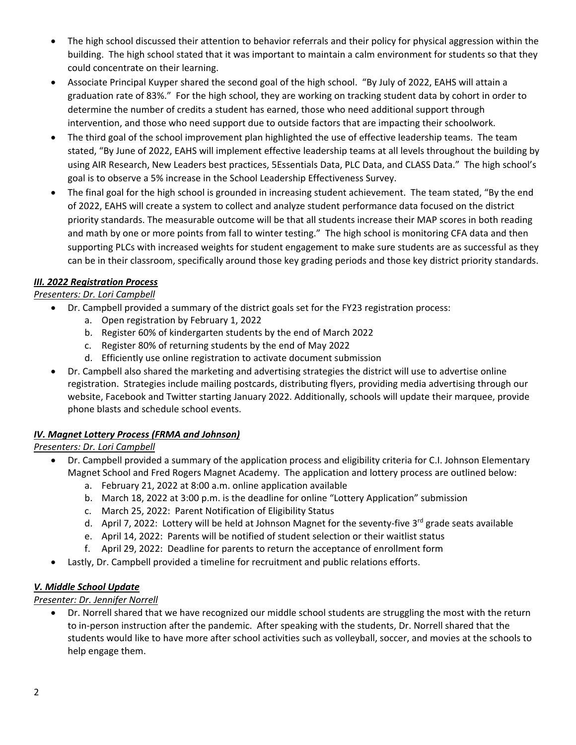- The high school discussed their attention to behavior referrals and their policy for physical aggression within the building. The high school stated that it was important to maintain a calm environment for students so that they could concentrate on their learning.
- Associate Principal Kuyper shared the second goal of the high school. "By July of 2022, EAHS will attain a graduation rate of 83%." For the high school, they are working on tracking student data by cohort in order to determine the number of credits a student has earned, those who need additional support through intervention, and those who need support due to outside factors that are impacting their schoolwork.
- The third goal of the school improvement plan highlighted the use of effective leadership teams. The team stated, "By June of 2022, EAHS will implement effective leadership teams at all levels throughout the building by using AIR Research, New Leaders best practices, 5Essentials Data, PLC Data, and CLASS Data." The high school's goal is to observe a 5% increase in the School Leadership Effectiveness Survey.
- The final goal for the high school is grounded in increasing student achievement. The team stated, "By the end of 2022, EAHS will create a system to collect and analyze student performance data focused on the district priority standards. The measurable outcome will be that all students increase their MAP scores in both reading and math by one or more points from fall to winter testing." The high school is monitoring CFA data and then supporting PLCs with increased weights for student engagement to make sure students are as successful as they can be in their classroom, specifically around those key grading periods and those key district priority standards.

### ***III. 2022 Registration Process***

*Presenters: Dr. Lori Campbell*

- Dr. Campbell provided a summary of the district goals set for the FY23 registration process:
  a. Open registration by February 1, 2022
  b. Register 60% of kindergarten students by the end of March 2022
  c. Register 80% of returning students by the end of May 2022
  d. Efficiently use online registration to activate document submission
- Dr. Campbell also shared the marketing and advertising strategies the district will use to advertise online registration. Strategies include mailing postcards, distributing flyers, providing media advertising through our website, Facebook and Twitter starting January 2022. Additionally, schools will update their marquee, provide phone blasts and schedule school events.

### ***IV. Magnet Lottery Process (FRMA and Johnson)***

*Presenters: Dr. Lori Campbell*

- Dr. Campbell provided a summary of the application process and eligibility criteria for C.I. Johnson Elementary Magnet School and Fred Rogers Magnet Academy. The application and lottery process are outlined below:
  a. February 21, 2022 at 8:00 a.m. online application available
  b. March 18, 2022 at 3:00 p.m. is the deadline for online "Lottery Application" submission
  c. March 25, 2022: Parent Notification of Eligibility Status
  d. April 7, 2022: Lottery will be held at Johnson Magnet for the seventy-five 3rd grade seats available
  e. April 14, 2022: Parents will be notified of student selection or their waitlist status
  f. April 29, 2022: Deadline for parents to return the acceptance of enrollment form
- Lastly, Dr. Campbell provided a timeline for recruitment and public relations efforts.

### ***V. Middle School Update***

*Presenter: Dr. Jennifer Norrell*

- Dr. Norrell shared that we have recognized our middle school students are struggling the most with the return to in-person instruction after the pandemic. After speaking with the students, Dr. Norrell shared that the students would like to have more after school activities such as volleyball, soccer, and movies at the schools to help engage them.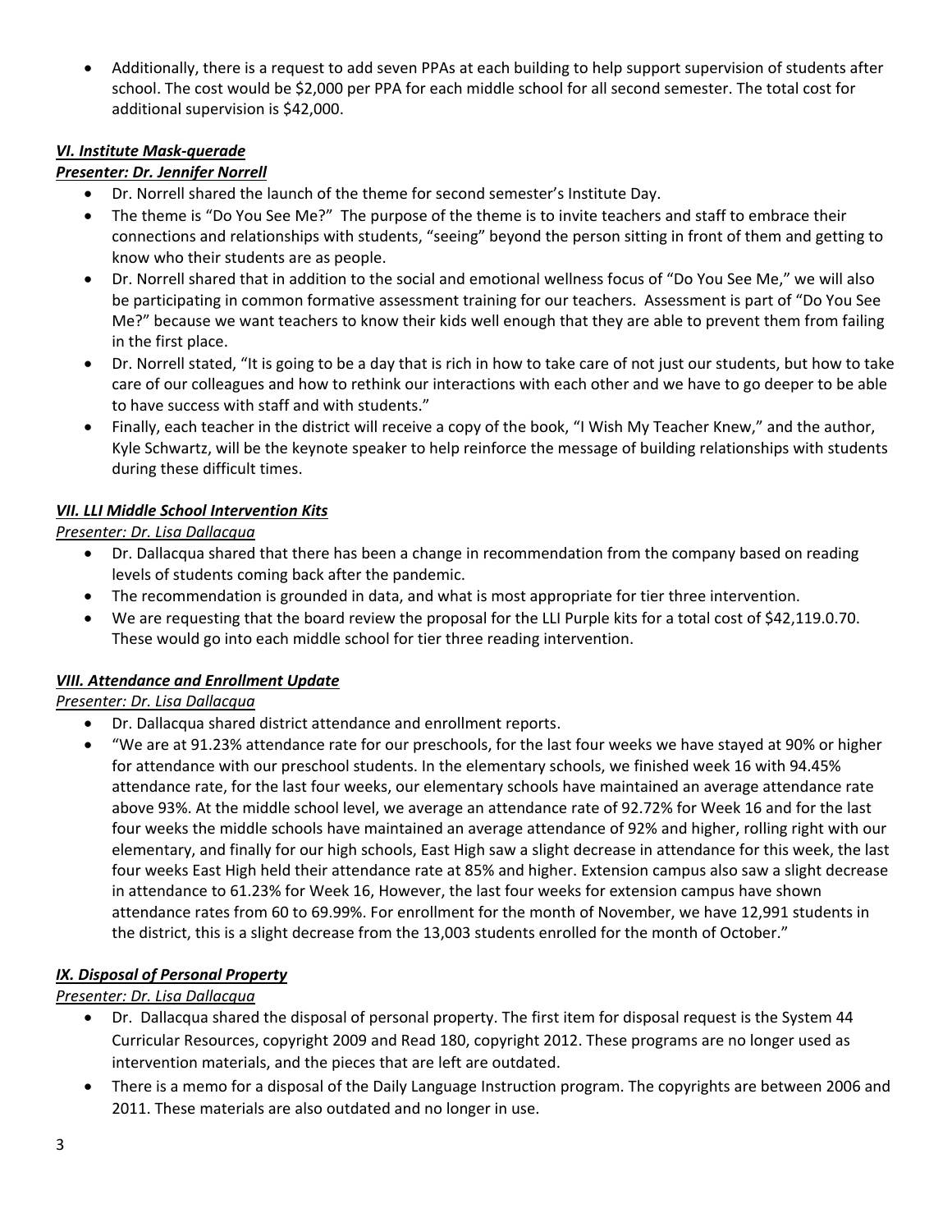- Additionally, there is a request to add seven PPAs at each building to help support supervision of students after school. The cost would be $2,000 per PPA for each middle school for all second semester. The total cost for additional supervision is $42,000.

***VI. Institute Mask-querade***

***Presenter: Dr. Jennifer Norrell***

- Dr. Norrell shared the launch of the theme for second semester's Institute Day.
- The theme is "Do You See Me?" The purpose of the theme is to invite teachers and staff to embrace their connections and relationships with students, "seeing" beyond the person sitting in front of them and getting to know who their students are as people.
- Dr. Norrell shared that in addition to the social and emotional wellness focus of "Do You See Me," we will also be participating in common formative assessment training for our teachers. Assessment is part of "Do You See Me?" because we want teachers to know their kids well enough that they are able to prevent them from failing in the first place.
- Dr. Norrell stated, "It is going to be a day that is rich in how to take care of not just our students, but how to take care of our colleagues and how to rethink our interactions with each other and we have to go deeper to be able to have success with staff and with students."
- Finally, each teacher in the district will receive a copy of the book, "I Wish My Teacher Knew," and the author, Kyle Schwartz, will be the keynote speaker to help reinforce the message of building relationships with students during these difficult times.

***VII. LLI Middle School Intervention Kits***

*Presenter: Dr. Lisa Dallacqua*

- Dr. Dallacqua shared that there has been a change in recommendation from the company based on reading levels of students coming back after the pandemic.
- The recommendation is grounded in data, and what is most appropriate for tier three intervention.
- We are requesting that the board review the proposal for the LLI Purple kits for a total cost of $42,119.0.70. These would go into each middle school for tier three reading intervention.

***VIII. Attendance and Enrollment Update***

*Presenter: Dr. Lisa Dallacqua*

- Dr. Dallacqua shared district attendance and enrollment reports.
- "We are at 91.23% attendance rate for our preschools, for the last four weeks we have stayed at 90% or higher for attendance with our preschool students. In the elementary schools, we finished week 16 with 94.45% attendance rate, for the last four weeks, our elementary schools have maintained an average attendance rate above 93%. At the middle school level, we average an attendance rate of 92.72% for Week 16 and for the last four weeks the middle schools have maintained an average attendance of 92% and higher, rolling right with our elementary, and finally for our high schools, East High saw a slight decrease in attendance for this week, the last four weeks East High held their attendance rate at 85% and higher. Extension campus also saw a slight decrease in attendance to 61.23% for Week 16, However, the last four weeks for extension campus have shown attendance rates from 60 to 69.99%. For enrollment for the month of November, we have 12,991 students in the district, this is a slight decrease from the 13,003 students enrolled for the month of October."

***IX. Disposal of Personal Property***

*Presenter: Dr. Lisa Dallacqua*

- Dr. Dallacqua shared the disposal of personal property. The first item for disposal request is the System 44 Curricular Resources, copyright 2009 and Read 180, copyright 2012. These programs are no longer used as intervention materials, and the pieces that are left are outdated.
- There is a memo for a disposal of the Daily Language Instruction program. The copyrights are between 2006 and 2011. These materials are also outdated and no longer in use.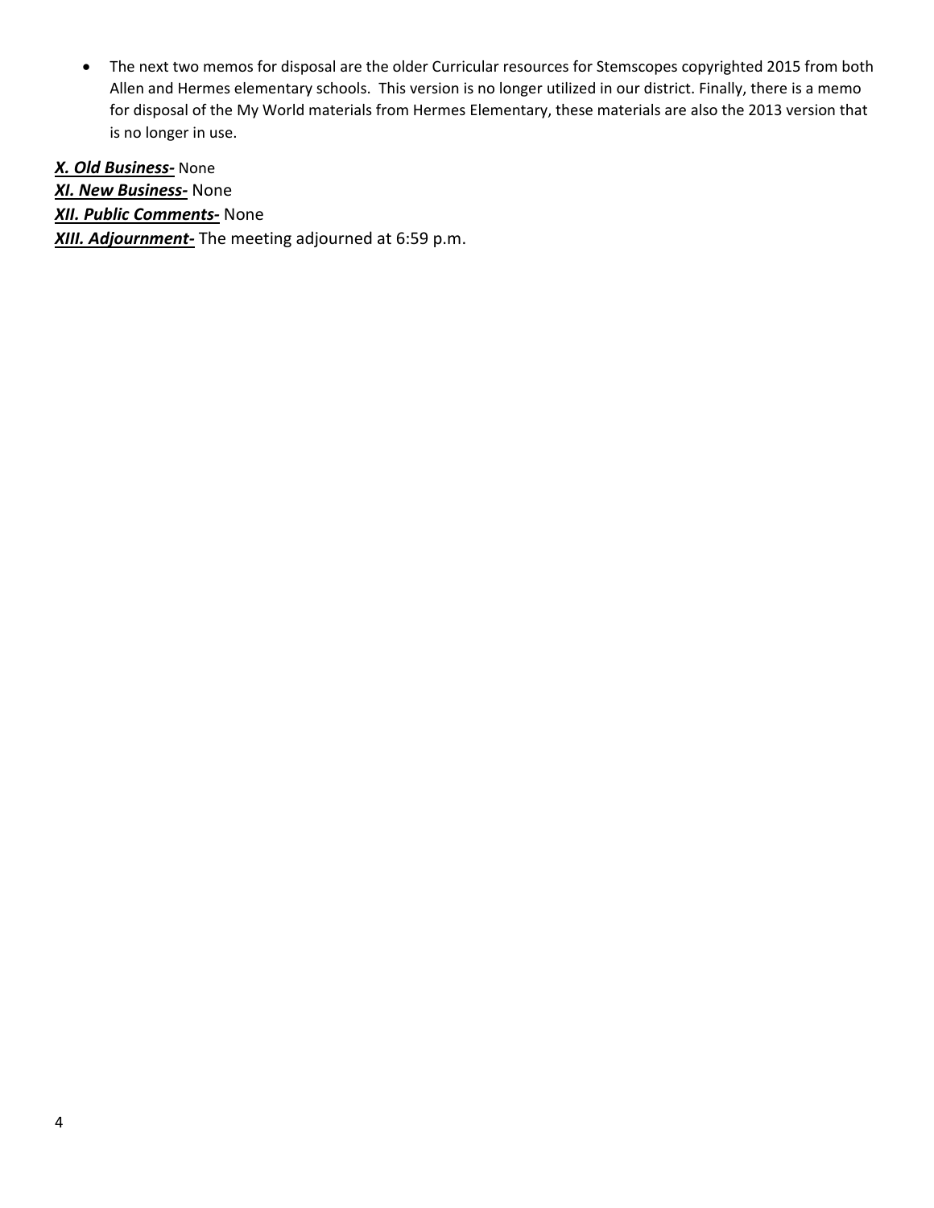- The next two memos for disposal are the older Curricular resources for Stemscopes copyrighted 2015 from both Allen and Hermes elementary schools. This version is no longer utilized in our district. Finally, there is a memo for disposal of the My World materials from Hermes Elementary, these materials are also the 2013 version that is no longer in use.

***X. Old Business-*** None

***XI. New Business-*** None

***XII. Public Comments-*** None

***XIII. Adjournment-*** The meeting adjourned at 6:59 p.m.